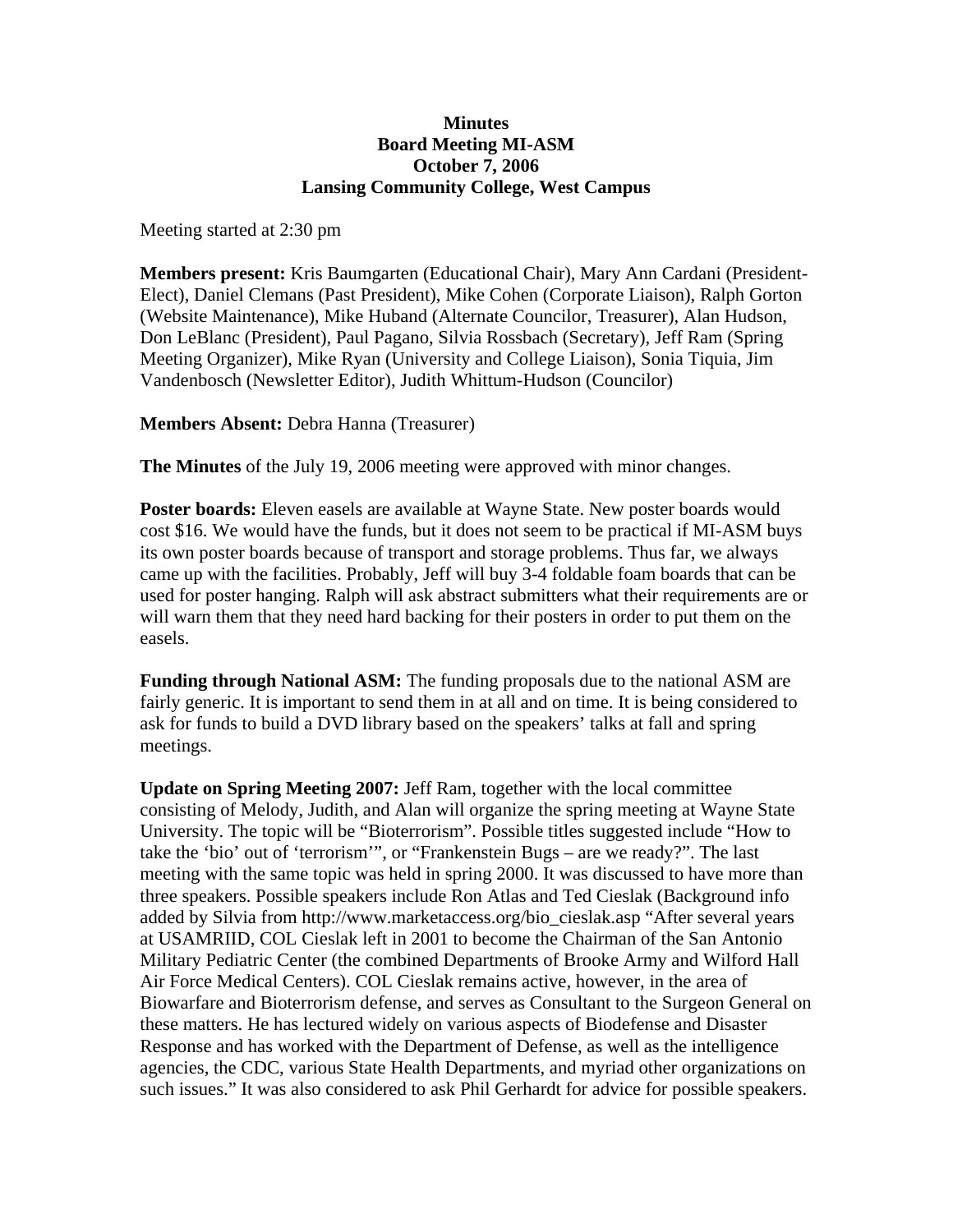**Minutes**
**Board Meeting MI-ASM**
**October 7, 2006**
**Lansing Community College, West Campus**

Meeting started at 2:30 pm

**Members present:** Kris Baumgarten (Educational Chair), Mary Ann Cardani (President-Elect), Daniel Clemans (Past President), Mike Cohen (Corporate Liaison), Ralph Gorton (Website Maintenance), Mike Huband (Alternate Councilor, Treasurer), Alan Hudson, Don LeBlanc (President), Paul Pagano, Silvia Rossbach (Secretary), Jeff Ram (Spring Meeting Organizer), Mike Ryan (University and College Liaison), Sonia Tiquia, Jim Vandenbosch (Newsletter Editor), Judith Whittum-Hudson (Councilor)

**Members Absent:** Debra Hanna (Treasurer)

**The Minutes** of the July 19, 2006 meeting were approved with minor changes.

**Poster boards:** Eleven easels are available at Wayne State. New poster boards would cost $16. We would have the funds, but it does not seem to be practical if MI-ASM buys its own poster boards because of transport and storage problems. Thus far, we always came up with the facilities. Probably, Jeff will buy 3-4 foldable foam boards that can be used for poster hanging. Ralph will ask abstract submitters what their requirements are or will warn them that they need hard backing for their posters in order to put them on the easels.

**Funding through National ASM:** The funding proposals due to the national ASM are fairly generic. It is important to send them in at all and on time. It is being considered to ask for funds to build a DVD library based on the speakers' talks at fall and spring meetings.

**Update on Spring Meeting 2007:** Jeff Ram, together with the local committee consisting of Melody, Judith, and Alan will organize the spring meeting at Wayne State University. The topic will be "Bioterrorism". Possible titles suggested include "How to take the 'bio' out of 'terrorism'", or "Frankenstein Bugs – are we ready?". The last meeting with the same topic was held in spring 2000. It was discussed to have more than three speakers. Possible speakers include Ron Atlas and Ted Cieslak (Background info added by Silvia from http://www.marketaccess.org/bio_cieslak.asp "After several years at USAMRIID, COL Cieslak left in 2001 to become the Chairman of the San Antonio Military Pediatric Center (the combined Departments of Brooke Army and Wilford Hall Air Force Medical Centers). COL Cieslak remains active, however, in the area of Biowarfare and Bioterrorism defense, and serves as Consultant to the Surgeon General on these matters. He has lectured widely on various aspects of Biodefense and Disaster Response and has worked with the Department of Defense, as well as the intelligence agencies, the CDC, various State Health Departments, and myriad other organizations on such issues." It was also considered to ask Phil Gerhardt for advice for possible speakers.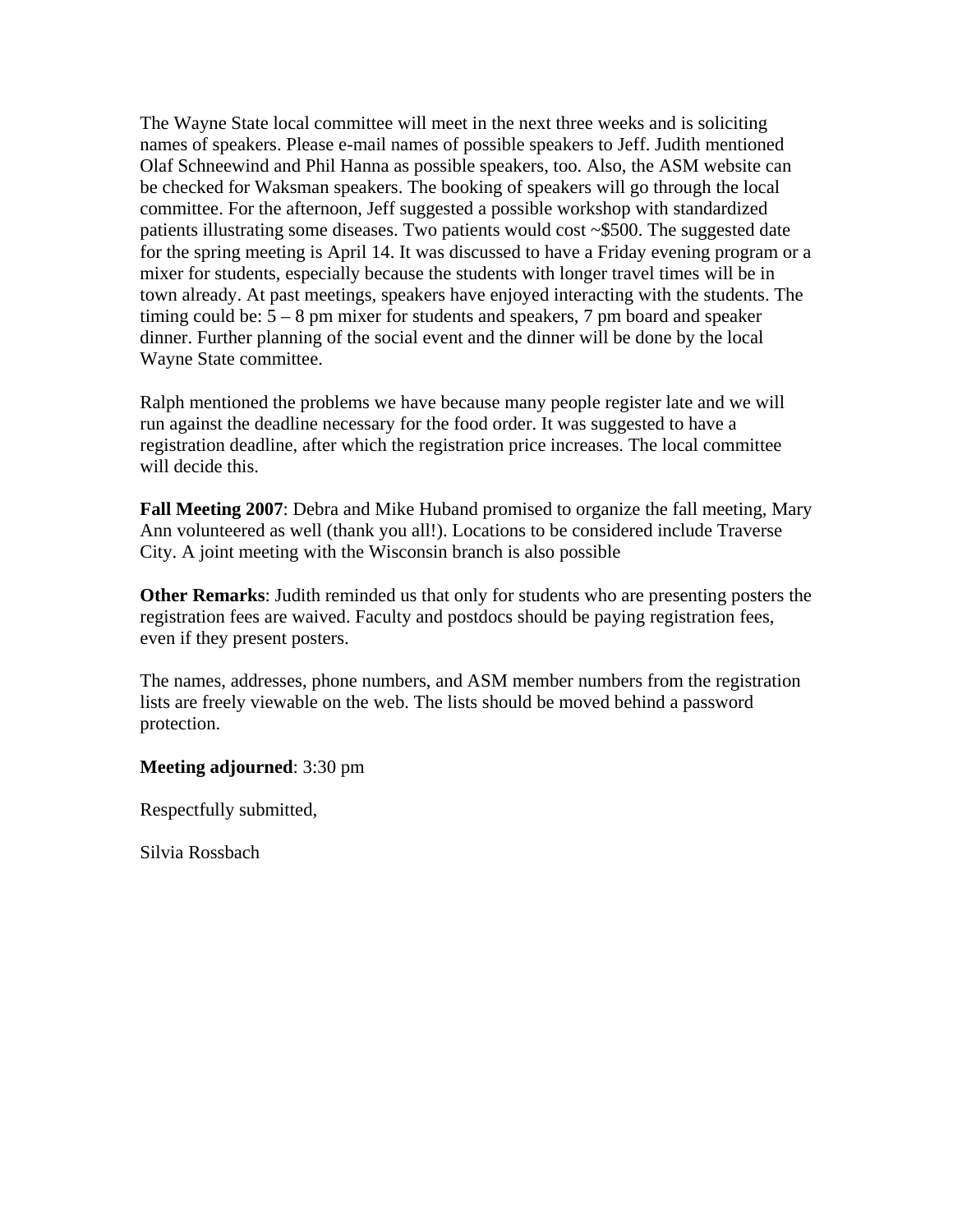The Wayne State local committee will meet in the next three weeks and is soliciting names of speakers. Please e-mail names of possible speakers to Jeff. Judith mentioned Olaf Schneewind and Phil Hanna as possible speakers, too. Also, the ASM website can be checked for Waksman speakers. The booking of speakers will go through the local committee. For the afternoon, Jeff suggested a possible workshop with standardized patients illustrating some diseases. Two patients would cost ~$500. The suggested date for the spring meeting is April 14. It was discussed to have a Friday evening program or a mixer for students, especially because the students with longer travel times will be in town already. At past meetings, speakers have enjoyed interacting with the students. The timing could be: 5 – 8 pm mixer for students and speakers, 7 pm board and speaker dinner. Further planning of the social event and the dinner will be done by the local Wayne State committee.

Ralph mentioned the problems we have because many people register late and we will run against the deadline necessary for the food order. It was suggested to have a registration deadline, after which the registration price increases. The local committee will decide this.

**Fall Meeting 2007**: Debra and Mike Huband promised to organize the fall meeting, Mary Ann volunteered as well (thank you all!). Locations to be considered include Traverse City. A joint meeting with the Wisconsin branch is also possible

**Other Remarks**: Judith reminded us that only for students who are presenting posters the registration fees are waived. Faculty and postdocs should be paying registration fees, even if they present posters.

The names, addresses, phone numbers, and ASM member numbers from the registration lists are freely viewable on the web. The lists should be moved behind a password protection.

**Meeting adjourned**: 3:30 pm

Respectfully submitted,

Silvia Rossbach